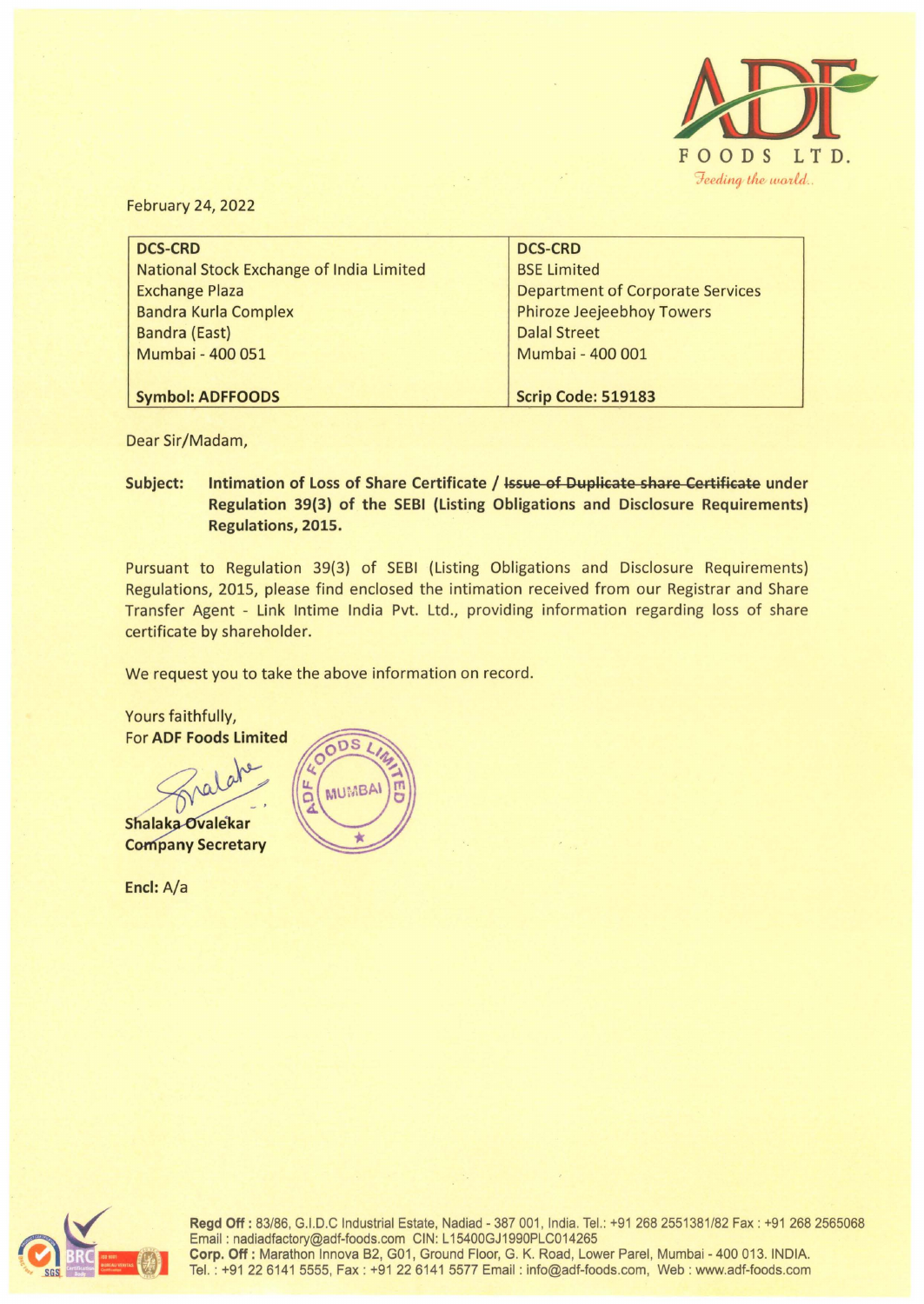ADF FOODS LTD.
*Feeding the world..*

February 24, 2022

| | |
|---|---|
| **DCS-CRD**<br>National Stock Exchange of India Limited<br>Exchange Plaza<br>Bandra Kurla Complex<br>Bandra (East)<br>Mumbai - 400 051<br><br>**Symbol: ADFFOODS** | **DCS-CRD**<br>BSE Limited<br>Department of Corporate Services<br>Phiroze Jeejeebhoy Towers<br>Dalal Street<br>Mumbai - 400 001<br><br>**Scrip Code: 519183** |

Dear Sir/Madam,

**Subject: Intimation of Loss of Share Certificate / ~~Issue of Duplicate share Certificate~~ under Regulation 39(3) of the SEBI (Listing Obligations and Disclosure Requirements) Regulations, 2015.**

Pursuant to Regulation 39(3) of SEBI (Listing Obligations and Disclosure Requirements) Regulations, 2015, please find enclosed the intimation received from our Registrar and Share Transfer Agent - Link Intime India Pvt. Ltd., providing information regarding loss of share certificate by shareholder.

We request you to take the above information on record.

Yours faithfully,
For **ADF Foods Limited**

Shalaka Ovalekar
**Company Secretary**

**Encl:** A/a

**Regd Off :** 83/86, G.I.D.C Industrial Estate, Nadiad - 387 001, India. Tel.: +91 268 2551381/82 Fax : +91 268 2565068
Email : nadiadfactory@adf-foods.com CIN: L15400GJ1990PLC014265
**Corp. Off :** Marathon Innova B2, G01, Ground Floor, G. K. Road, Lower Parel, Mumbai - 400 013. INDIA.
Tel. : +91 22 6141 5555, Fax : +91 22 6141 5577 Email : info@adf-foods.com, Web : www.adf-foods.com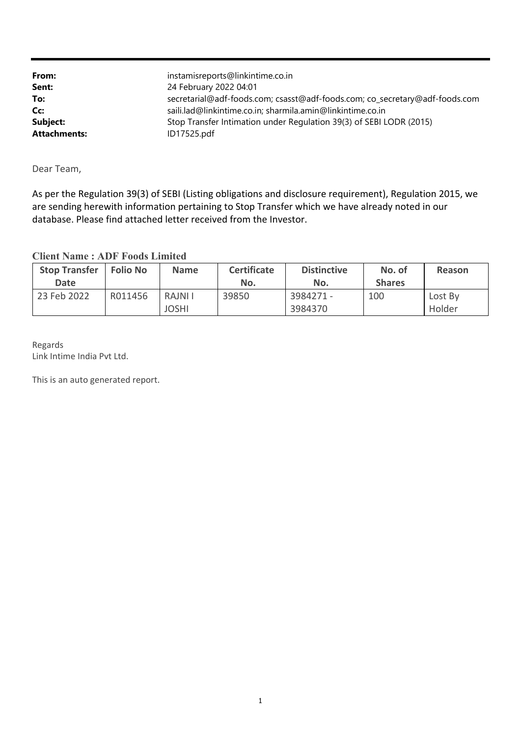| | |
|---|---|
| **From:** | instamisreports@linkintime.co.in |
| **Sent:** | 24 February 2022 04:01 |
| **To:** | secretarial@adf-foods.com; csasst@adf-foods.com; co_secretary@adf-foods.com |
| **Cc:** | saili.lad@linkintime.co.in; sharmila.amin@linkintime.co.in |
| **Subject:** | Stop Transfer Intimation under Regulation 39(3) of SEBI LODR (2015) |
| **Attachments:** | ID17525.pdf |

Dear Team,

As per the Regulation 39(3) of SEBI (Listing obligations and disclosure requirement), Regulation 2015, we are sending herewith information pertaining to Stop Transfer which we have already noted in our database. Please find attached letter received from the Investor.

**Client Name : ADF Foods Limited**

| Stop Transfer Date | Folio No | Name | Certificate No. | Distinctive No. | No. of Shares | Reason |
|---|---|---|---|---|---|---|
| 23 Feb 2022 | R011456 | RAJNI I JOSHI | 39850 | 3984271 - 3984370 | 100 | Lost By Holder |

Regards
Link Intime India Pvt Ltd.

This is an auto generated report.